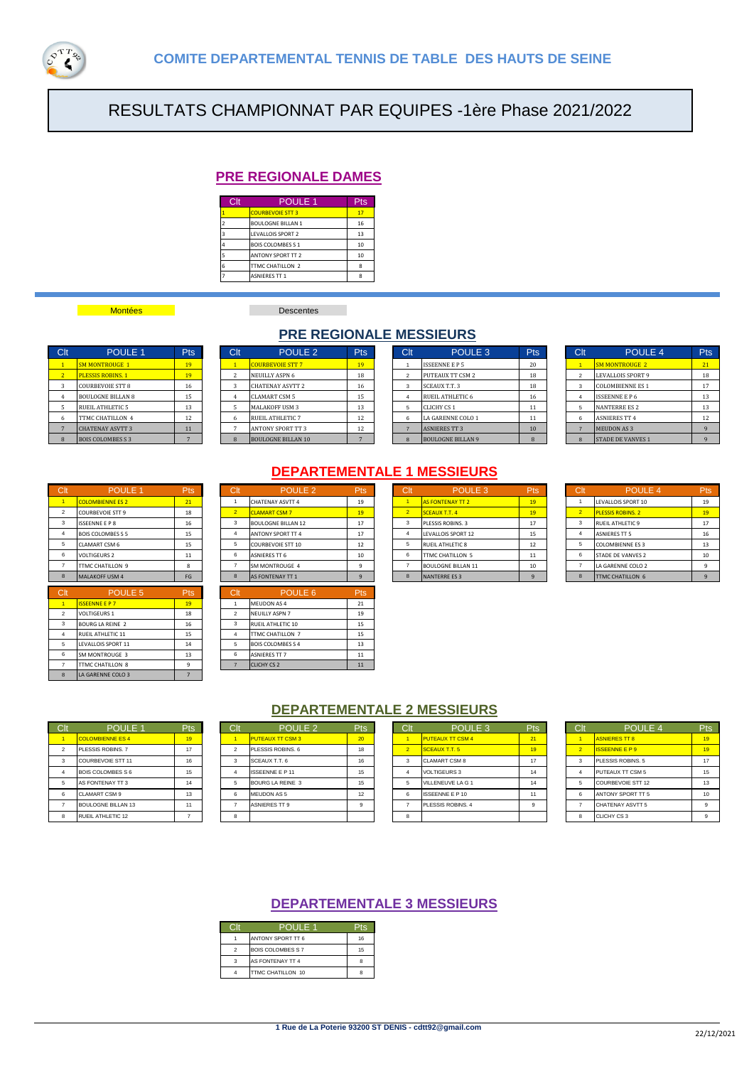**COMITE DEPARTEMENTAL TENNIS DE TABLE DES HAUTS DE SEINE**

# RESULTATS CHAMPIONNAT PAR EQUIPES -1ère Phase 2021/2022

## PRE REGIONALE DAMES

| Clt | POULE 1 | Pts |
|---|---|---|
| 1 | COURBEVOIE STT 3 | 17 |
| 2 | BOULOGNE BILLAN 1 | 16 |
| 3 | LEVALLOIS SPORT 2 | 13 |
| 4 | BOIS COLOMBES S 1 | 10 |
| 5 | ANTONY SPORT TT 2 | 10 |
| 6 | TTMC CHATILLON 2 | 8 |
| 7 | ASNIERES TT 1 | 8 |

Montées Descentes

## PRE REGIONALE MESSIEURS

| Clt | POULE 1 | Pts |
|---|---|---|
| 1 | SM MONTROUGE 1 | 19 |
| 2 | PLESSIS ROBINS. 1 | 19 |
| 3 | COURBEVOIE STT 8 | 16 |
| 4 | BOULOGNE BILLAN 8 | 15 |
| 5 | RUEIL ATHLETIC 5 | 13 |
| 6 | TTMC CHATILLON 4 | 12 |
| 7 | CHATENAY ASVTT 3 | 11 |
| 8 | BOIS COLOMBES S 3 | 7 |

| Clt | POULE 2 | Pts |
|---|---|---|
| 1 | COURBEVOIE STT 7 | 19 |
| 2 | NEUILLY ASPN 6 | 18 |
| 3 | CHATENAY ASVTT 2 | 16 |
| 4 | CLAMART CSM 5 | 15 |
| 5 | MALAKOFF USM 3 | 13 |
| 6 | RUEIL ATHLETIC 7 | 12 |
| 7 | ANTONY SPORT TT 3 | 12 |
| 8 | BOULOGNE BILLAN 10 | 7 |

| Clt | POULE 3 | Pts |
|---|---|---|
| 1 | ISSEENNE E P 5 | 20 |
| 2 | PUTEAUX TT CSM 2 | 18 |
| 3 | SCEAUX T.T. 3 | 18 |
| 4 | RUEIL ATHLETIC 6 | 16 |
| 5 | CLICHY CS 1 | 11 |
| 6 | LA GARENNE COLO 1 | 11 |
| 7 | ASNIERES TT 3 | 10 |
| 8 | BOULOGNE BILLAN 9 | 8 |

| Clt | POULE 4 | Pts |
|---|---|---|
| 1 | SM MONTROUGE 2 | 21 |
| 2 | LEVALLOIS SPORT 9 | 18 |
| 3 | COLOMBIENNE ES 1 | 17 |
| 4 | ISSEENNE E P 6 | 13 |
| 5 | NANTERRE ES 2 | 13 |
| 6 | ASNIERES TT 4 | 12 |
| 7 | MEUDON AS 3 | 9 |
| 8 | STADE DE VANVES 1 | 9 |

## DEPARTEMENTALE 1 MESSIEURS

| Clt | POULE 1 | Pts |
|---|---|---|
| 1 | COLOMBIENNE ES 2 | 21 |
| 2 | COURBEVOIE STT 9 | 18 |
| 3 | ISSEENNE E P 8 | 16 |
| 4 | BOIS COLOMBES S 5 | 15 |
| 5 | CLAMART CSM 6 | 15 |
| 6 | VOLTIGEURS 2 | 11 |
| 7 | TTMC CHATILLON 9 | 8 |
| 8 | MALAKOFF USM 4 | FG |

| Clt | POULE 2 | Pts |
|---|---|---|
| 1 | CHATENAY ASVTT 4 | 19 |
| 2 | CLAMART CSM 7 | 19 |
| 3 | BOULOGNE BILLAN 12 | 17 |
| 4 | ANTONY SPORT TT 4 | 17 |
| 5 | COURBEVOIE STT 10 | 12 |
| 6 | ASNIERES TT 6 | 10 |
| 7 | SM MONTROUGE 4 | 9 |
| 8 | AS FONTENAY TT 1 | 9 |

| Clt | POULE 3 | Pts |
|---|---|---|
| 1 | AS FONTENAY TT 2 | 19 |
| 2 | SCEAUX T.T. 4 | 19 |
| 3 | PLESSIS ROBINS. 3 | 17 |
| 4 | LEVALLOIS SPORT 12 | 15 |
| 5 | RUEIL ATHLETIC 8 | 12 |
| 6 | TTMC CHATILLON 5 | 11 |
| 7 | BOULOGNE BILLAN 11 | 10 |
| 8 | NANTERRE ES 3 | 9 |

| Clt | POULE 4 | Pts |
|---|---|---|
| 1 | LEVALLOIS SPORT 10 | 19 |
| 2 | PLESSIS ROBINS. 2 | 19 |
| 3 | RUEIL ATHLETIC 9 | 17 |
| 4 | ASNIERES TT 5 | 16 |
| 5 | COLOMBIENNE ES 3 | 13 |
| 6 | STADE DE VANVES 2 | 10 |
| 7 | LA GARENNE COLO 2 | 9 |
| 8 | TTMC CHATILLON 6 | 9 |

| Clt | POULE 5 | Pts |
|---|---|---|
| 1 | ISSEENNE E P 7 | 19 |
| 2 | VOLTIGEURS 1 | 18 |
| 3 | BOURG LA REINE 2 | 16 |
| 4 | RUEIL ATHLETIC 11 | 15 |
| 5 | LEVALLOIS SPORT 11 | 14 |
| 6 | SM MONTROUGE 3 | 13 |
| 7 | TTMC CHATILLON 8 | 9 |
| 8 | LA GARENNE COLO 3 | 7 |

| Clt | POULE 6 | Pts |
|---|---|---|
| 1 | MEUDON AS 4 | 21 |
| 2 | NEUILLY ASPN 7 | 19 |
| 3 | RUEIL ATHLETIC 10 | 15 |
| 4 | TTMC CHATILLON 7 | 15 |
| 5 | BOIS COLOMBES S 4 | 13 |
| 6 | ASNIERES TT 7 | 11 |
| 7 | CLICHY CS 2 | 11 |

## DEPARTEMENTALE 2 MESSIEURS

| Clt | POULE 1 | Pts |
|---|---|---|
| 1 | COLOMBIENNE ES 4 | 19 |
| 2 | PLESSIS ROBINS. 7 | 17 |
| 3 | COURBEVOIE STT 11 | 16 |
| 4 | BOIS COLOMBES S 6 | 15 |
| 5 | AS FONTENAY TT 3 | 14 |
| 6 | CLAMART CSM 9 | 13 |
| 7 | BOULOGNE BILLAN 13 | 11 |
| 8 | RUEIL ATHLETIC 12 | 7 |

| Clt | POULE 2 | Pts |
|---|---|---|
| 1 | PUTEAUX TT CSM 3 | 20 |
| 2 | PLESSIS ROBINS. 6 | 18 |
| 3 | SCEAUX T.T. 6 | 16 |
| 4 | ISSEENNE E P 11 | 15 |
| 5 | BOURG LA REINE 3 | 15 |
| 6 | MEUDON AS 5 | 12 |
| 7 | ASNIERES TT 9 | 9 |
| 8 | | |

| Clt | POULE 3 | Pts |
|---|---|---|
| 1 | PUTEAUX TT CSM 4 | 21 |
| 2 | SCEAUX T.T. 5 | 19 |
| 3 | CLAMART CSM 8 | 17 |
| 4 | VOLTIGEURS 3 | 14 |
| 5 | VILLENEUVE LA G 1 | 14 |
| 6 | ISSEENNE E P 10 | 11 |
| 7 | PLESSIS ROBINS. 4 | 9 |
| 8 | | |

| Clt | POULE 4 | Pts |
|---|---|---|
| 1 | ASNIERES TT 8 | 19 |
| 2 | ISSEENNE E P 9 | 19 |
| 3 | PLESSIS ROBINS. 5 | 17 |
| 4 | PUTEAUX TT CSM 5 | 15 |
| 5 | COURBEVOIE STT 12 | 13 |
| 6 | ANTONY SPORT TT 5 | 10 |
| 7 | CHATENAY ASVTT 5 | 9 |
| 8 | CLICHY CS 3 | 9 |

## DEPARTEMENTALE 3 MESSIEURS

| Clt | POULE 1 | Pts |
|---|---|---|
| 1 | ANTONY SPORT TT 6 | 16 |
| 2 | BOIS COLOMBES S 7 | 15 |
| 3 | AS FONTENAY TT 4 | 8 |
| 4 | TTMC CHATILLON 10 | 8 |

1 Rue de La Poterie 93200 ST DENIS - cdtt92@gmail.com

22/12/2021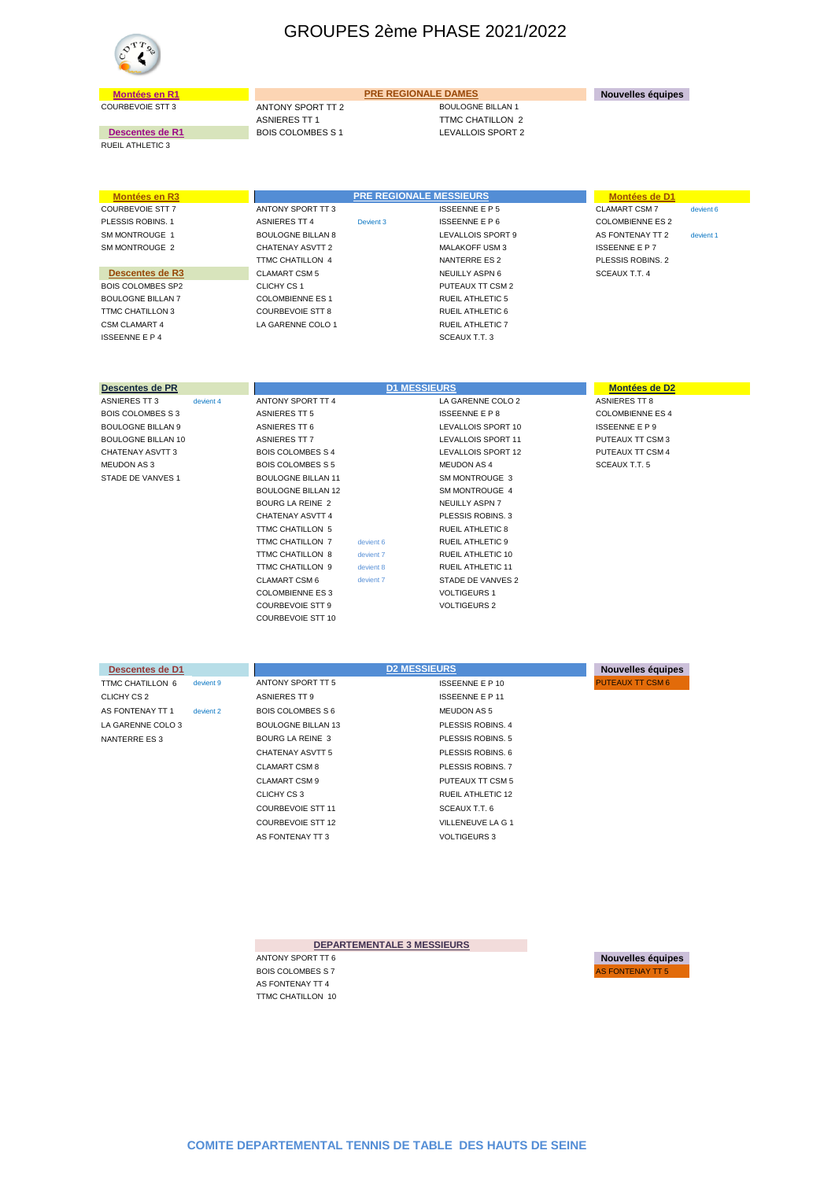# GROUPES 2ème PHASE 2021/2022

**Montées en R1**

COURBEVOIE STT 3

**Descentes de R1**

RUEIL ATHLETIC 3

## PRE REGIONALE DAMES

| | |
|---|---|
| ANTONY SPORT TT 2 | BOULOGNE BILLAN 1 |
| ASNIERES TT 1 | TTMC CHATILLON 2 |
| BOIS COLOMBES S 1 | LEVALLOIS SPORT 2 |

**Nouvelles équipes**

**Montées en R3**

COURBEVOIE STT 7
PLESSIS ROBINS. 1
SM MONTROUGE 1
SM MONTROUGE 2

**Descentes de R3**

BOIS COLOMBES SP2
BOULOGNE BILLAN 7
TTMC CHATILLON 3
CSM CLAMART 4
ISSEENNE E P 4

## PRE REGIONALE MESSIEURS

| | | |
|---|---|---|
| ANTONY SPORT TT 3 | | ISSEENNE E P 5 |
| ASNIERES TT 4 | Devient 3 | ISSEENNE E P 6 |
| BOULOGNE BILLAN 8 | | LEVALLOIS SPORT 9 |
| CHATENAY ASVTT 2 | | MALAKOFF USM 3 |
| TTMC CHATILLON 4 | | NANTERRE ES 2 |
| CLAMART CSM 5 | | NEUILLY ASPN 6 |
| CLICHY CS 1 | | PUTEAUX TT CSM 2 |
| COLOMBIENNE ES 1 | | RUEIL ATHLETIC 5 |
| COURBEVOIE STT 8 | | RUEIL ATHLETIC 6 |
| LA GARENNE COLO 1 | | RUEIL ATHLETIC 7 |
| | | SCEAUX T.T. 3 |

**Montées de D1**

| | |
|---|---|
| CLAMART CSM 7 | devient 6 |
| COLOMBIENNE ES 2 | |
| AS FONTENAY TT 2 | devient 1 |
| ISSEENNE E P 7 | |
| PLESSIS ROBINS. 2 | |
| SCEAUX T.T. 4 | |

**Descentes de PR**

| | |
|---|---|
| ASNIERES TT 3 | devient 4 |
| BOIS COLOMBES S 3 | |
| BOULOGNE BILLAN 9 | |
| BOULOGNE BILLAN 10 | |
| CHATENAY ASVTT 3 | |
| MEUDON AS 3 | |
| STADE DE VANVES 1 | |

## D1 MESSIEURS

| | | |
|---|---|---|
| ANTONY SPORT TT 4 | | LA GARENNE COLO 2 |
| ASNIERES TT 5 | | ISSEENNE E P 8 |
| ASNIERES TT 6 | | LEVALLOIS SPORT 10 |
| ASNIERES TT 7 | | LEVALLOIS SPORT 11 |
| BOIS COLOMBES S 4 | | LEVALLOIS SPORT 12 |
| BOIS COLOMBES S 5 | | MEUDON AS 4 |
| BOULOGNE BILLAN 11 | | SM MONTROUGE 3 |
| BOULOGNE BILLAN 12 | | SM MONTROUGE 4 |
| BOURG LA REINE 2 | | NEUILLY ASPN 7 |
| CHATENAY ASVTT 4 | | PLESSIS ROBINS. 3 |
| TTMC CHATILLON 5 | | RUEIL ATHLETIC 8 |
| TTMC CHATILLON 7 | devient 6 | RUEIL ATHLETIC 9 |
| TTMC CHATILLON 8 | devient 7 | RUEIL ATHLETIC 10 |
| TTMC CHATILLON 9 | devient 8 | RUEIL ATHLETIC 11 |
| CLAMART CSM 6 | devient 7 | STADE DE VANVES 2 |
| COLOMBIENNE ES 3 | | VOLTIGEURS 1 |
| COURBEVOIE STT 9 | | VOLTIGEURS 2 |
| COURBEVOIE STT 10 | | |

**Montées de D2**

ASNIERES TT 8
COLOMBIENNE ES 4
ISSEENNE E P 9
PUTEAUX TT CSM 3
PUTEAUX TT CSM 4
SCEAUX T.T. 5

**Descentes de D1**

| | |
|---|---|
| TTMC CHATILLON 6 | devient 9 |
| CLICHY CS 2 | |
| AS FONTENAY TT 1 | devient 2 |
| LA GARENNE COLO 3 | |
| NANTERRE ES 3 | |

## D2 MESSIEURS

| | |
|---|---|
| ANTONY SPORT TT 5 | ISSEENNE E P 10 |
| ASNIERES TT 9 | ISSEENNE E P 11 |
| BOIS COLOMBES S 6 | MEUDON AS 5 |
| BOULOGNE BILLAN 13 | PLESSIS ROBINS. 4 |
| BOURG LA REINE 3 | PLESSIS ROBINS. 5 |
| CHATENAY ASVTT 5 | PLESSIS ROBINS. 6 |
| CLAMART CSM 8 | PLESSIS ROBINS. 7 |
| CLAMART CSM 9 | PUTEAUX TT CSM 5 |
| CLICHY CS 3 | RUEIL ATHLETIC 12 |
| COURBEVOIE STT 11 | SCEAUX T.T. 6 |
| COURBEVOIE STT 12 | VILLENEUVE LA G 1 |
| AS FONTENAY TT 3 | VOLTIGEURS 3 |

**Nouvelles équipes**

PUTEAUX TT CSM 6

## DEPARTEMENTALE 3 MESSIEURS

ANTONY SPORT TT 6
BOIS COLOMBES S 7
AS FONTENAY TT 4
TTMC CHATILLON 10

**Nouvelles équipes**

AS FONTENAY TT 5

COMITE DEPARTEMENTAL TENNIS DE TABLE DES HAUTS DE SEINE